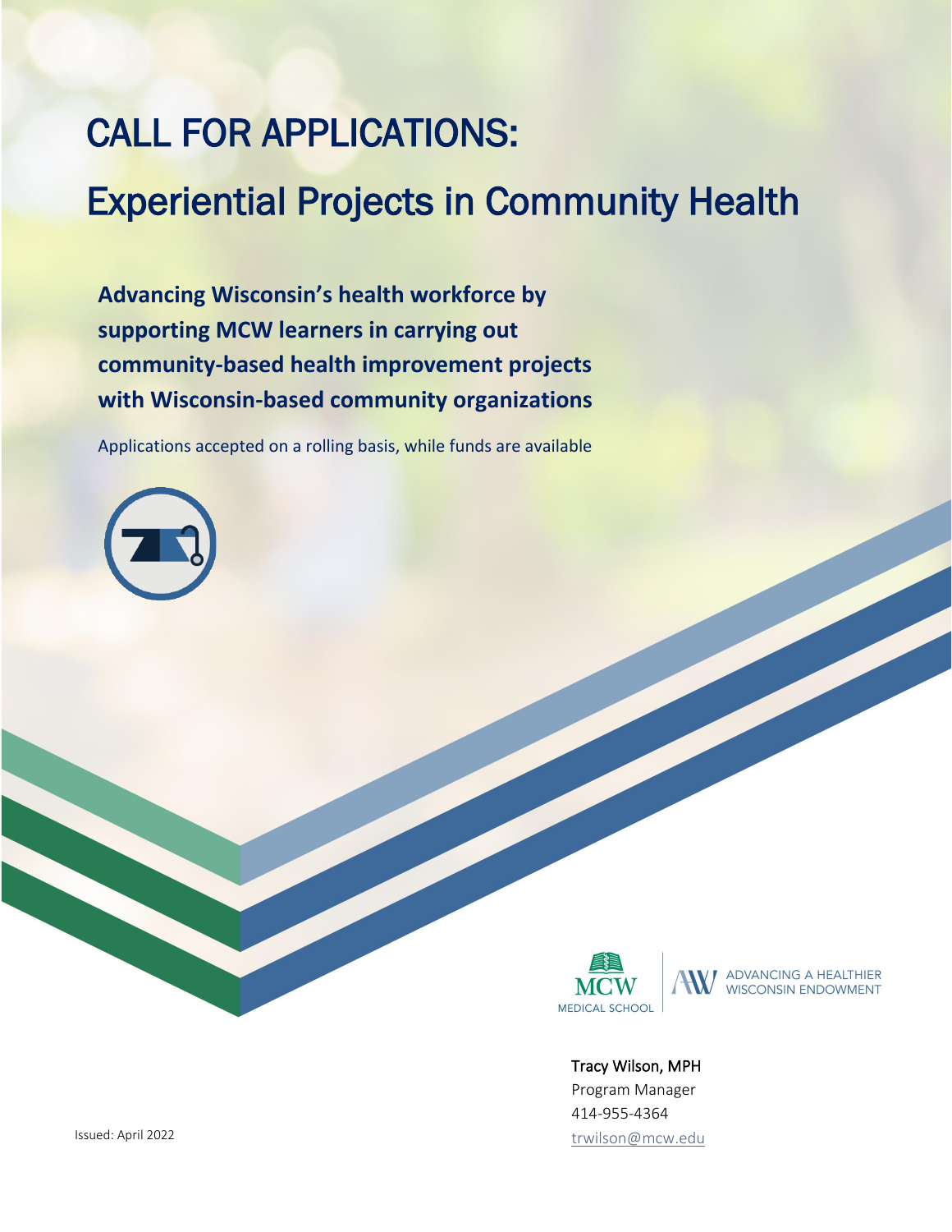# CALL FOR APPLICATIONS:

# Experiential Projects in Community Health

**Advancing Wisconsin's health workforce by supporting MCW learners in carrying out community-based health improvement projects with Wisconsin-based community organizations**

Applications accepted on a rolling basis, while funds are available

MCW MEDICAL SCHOOL

ADVANCING A HEALTHIER WISCONSIN ENDOWMENT

Tracy Wilson, MPH
Program Manager
414-955-4364
trwilson@mcw.edu

Issued: April 2022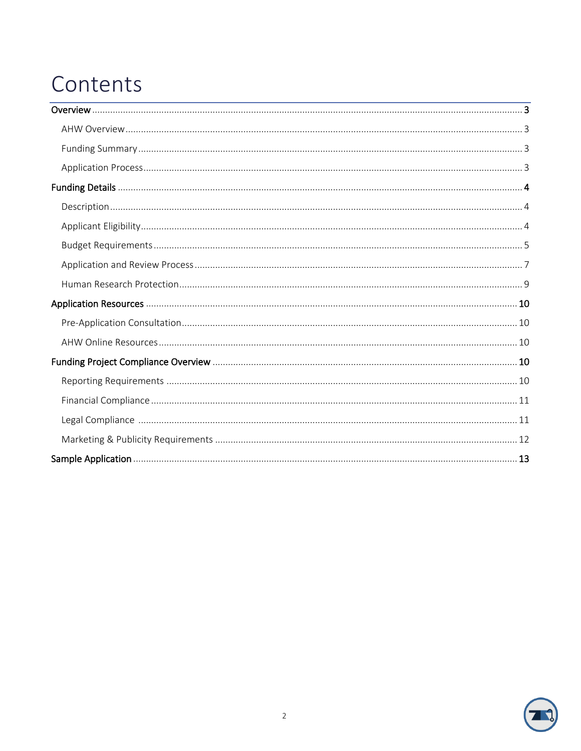# Contents

- **Overview** ..... 3
  - AHW Overview ..... 3
  - Funding Summary ..... 3
  - Application Process ..... 3
- **Funding Details** ..... 4
  - Description ..... 4
  - Applicant Eligibility ..... 4
  - Budget Requirements ..... 5
  - Application and Review Process ..... 7
  - Human Research Protection ..... 9
- **Application Resources** ..... 10
  - Pre-Application Consultation ..... 10
  - AHW Online Resources ..... 10
- **Funding Project Compliance Overview** ..... 10
  - Reporting Requirements ..... 10
  - Financial Compliance ..... 11
  - Legal Compliance ..... 11
  - Marketing & Publicity Requirements ..... 12
- **Sample Application** ..... 13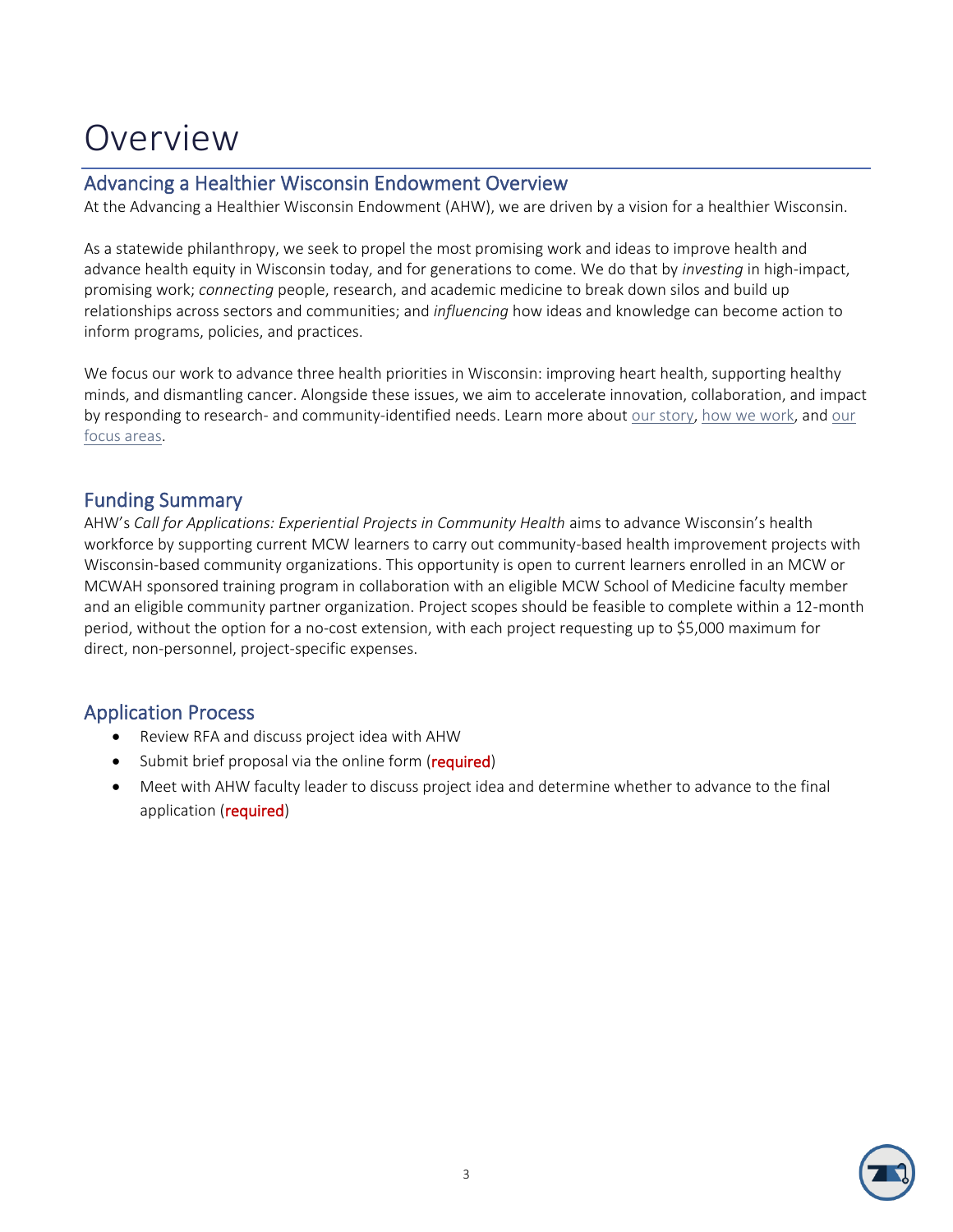# Overview

## Advancing a Healthier Wisconsin Endowment Overview

At the Advancing a Healthier Wisconsin Endowment (AHW), we are driven by a vision for a healthier Wisconsin.

As a statewide philanthropy, we seek to propel the most promising work and ideas to improve health and advance health equity in Wisconsin today, and for generations to come. We do that by *investing* in high-impact, promising work; *connecting* people, research, and academic medicine to break down silos and build up relationships across sectors and communities; and *influencing* how ideas and knowledge can become action to inform programs, policies, and practices.

We focus our work to advance three health priorities in Wisconsin: improving heart health, supporting healthy minds, and dismantling cancer. Alongside these issues, we aim to accelerate innovation, collaboration, and impact by responding to research- and community-identified needs. Learn more about our story, how we work, and our focus areas.

## Funding Summary

AHW's *Call for Applications: Experiential Projects in Community Health* aims to advance Wisconsin's health workforce by supporting current MCW learners to carry out community-based health improvement projects with Wisconsin-based community organizations. This opportunity is open to current learners enrolled in an MCW or MCWAH sponsored training program in collaboration with an eligible MCW School of Medicine faculty member and an eligible community partner organization. Project scopes should be feasible to complete within a 12-month period, without the option for a no-cost extension, with each project requesting up to $5,000 maximum for direct, non-personnel, project-specific expenses.

## Application Process

- Review RFA and discuss project idea with AHW
- Submit brief proposal via the online form (required)
- Meet with AHW faculty leader to discuss project idea and determine whether to advance to the final application (required)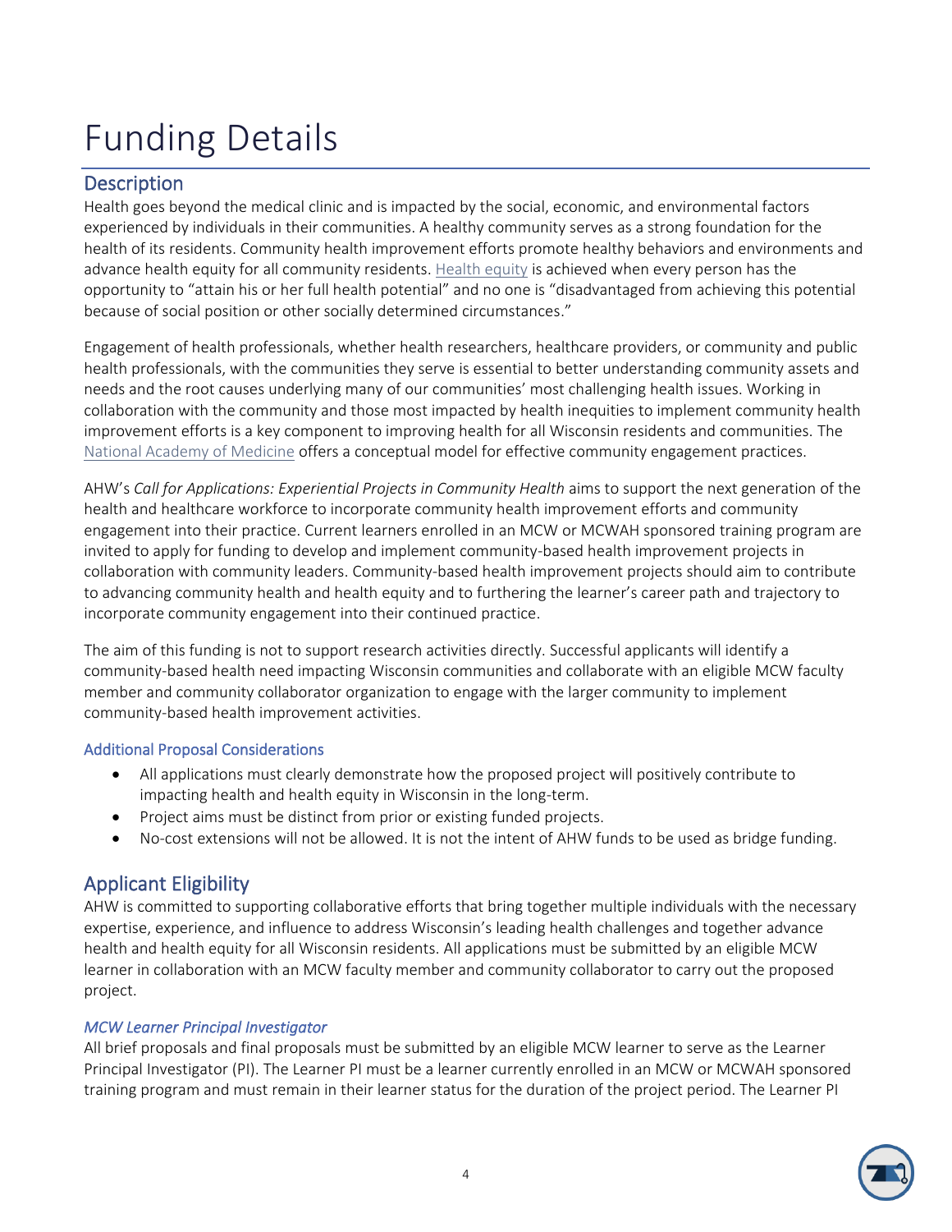# Funding Details

## Description

Health goes beyond the medical clinic and is impacted by the social, economic, and environmental factors experienced by individuals in their communities. A healthy community serves as a strong foundation for the health of its residents. Community health improvement efforts promote healthy behaviors and environments and advance health equity for all community residents. Health equity is achieved when every person has the opportunity to "attain his or her full health potential" and no one is "disadvantaged from achieving this potential because of social position or other socially determined circumstances."

Engagement of health professionals, whether health researchers, healthcare providers, or community and public health professionals, with the communities they serve is essential to better understanding community assets and needs and the root causes underlying many of our communities' most challenging health issues. Working in collaboration with the community and those most impacted by health inequities to implement community health improvement efforts is a key component to improving health for all Wisconsin residents and communities. The National Academy of Medicine offers a conceptual model for effective community engagement practices.

AHW's *Call for Applications: Experiential Projects in Community Health* aims to support the next generation of the health and healthcare workforce to incorporate community health improvement efforts and community engagement into their practice. Current learners enrolled in an MCW or MCWAH sponsored training program are invited to apply for funding to develop and implement community-based health improvement projects in collaboration with community leaders. Community-based health improvement projects should aim to contribute to advancing community health and health equity and to furthering the learner's career path and trajectory to incorporate community engagement into their continued practice.

The aim of this funding is not to support research activities directly. Successful applicants will identify a community-based health need impacting Wisconsin communities and collaborate with an eligible MCW faculty member and community collaborator organization to engage with the larger community to implement community-based health improvement activities.

### Additional Proposal Considerations

- All applications must clearly demonstrate how the proposed project will positively contribute to impacting health and health equity in Wisconsin in the long-term.
- Project aims must be distinct from prior or existing funded projects.
- No-cost extensions will not be allowed. It is not the intent of AHW funds to be used as bridge funding.

## Applicant Eligibility

AHW is committed to supporting collaborative efforts that bring together multiple individuals with the necessary expertise, experience, and influence to address Wisconsin's leading health challenges and together advance health and health equity for all Wisconsin residents. All applications must be submitted by an eligible MCW learner in collaboration with an MCW faculty member and community collaborator to carry out the proposed project.

### *MCW Learner Principal Investigator*

All brief proposals and final proposals must be submitted by an eligible MCW learner to serve as the Learner Principal Investigator (PI). The Learner PI must be a learner currently enrolled in an MCW or MCWAH sponsored training program and must remain in their learner status for the duration of the project period. The Learner PI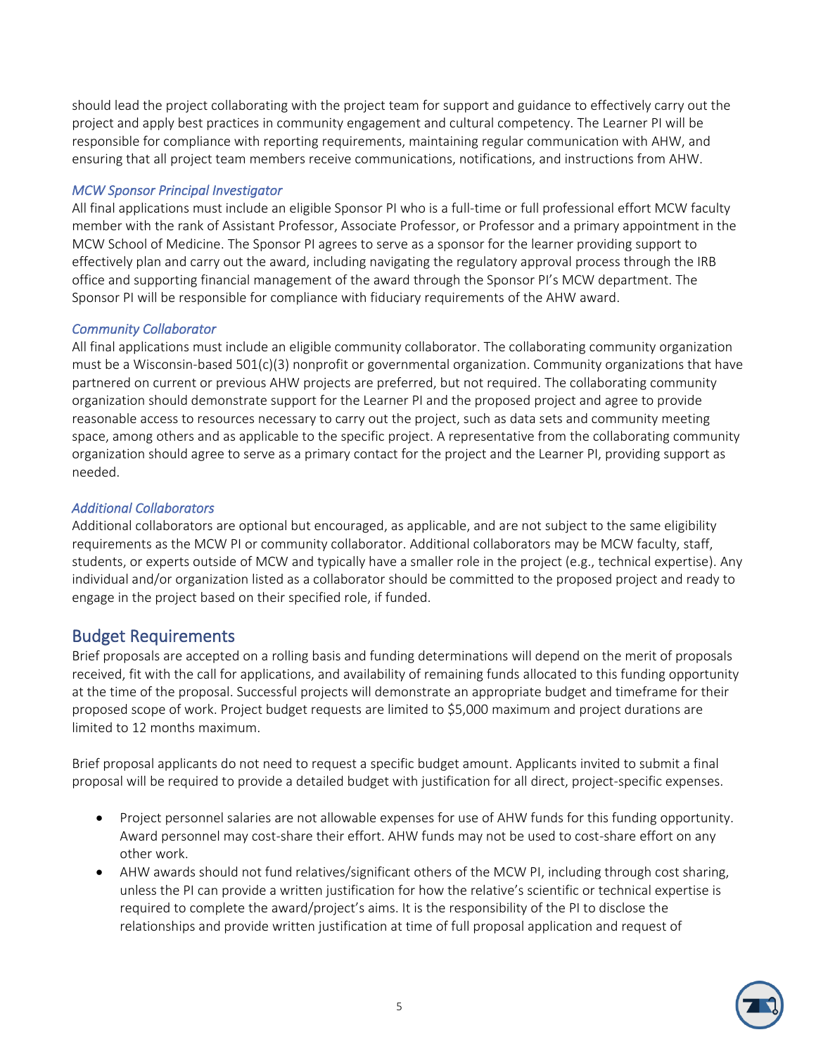should lead the project collaborating with the project team for support and guidance to effectively carry out the project and apply best practices in community engagement and cultural competency. The Learner PI will be responsible for compliance with reporting requirements, maintaining regular communication with AHW, and ensuring that all project team members receive communications, notifications, and instructions from AHW.

*MCW Sponsor Principal Investigator*

All final applications must include an eligible Sponsor PI who is a full-time or full professional effort MCW faculty member with the rank of Assistant Professor, Associate Professor, or Professor and a primary appointment in the MCW School of Medicine. The Sponsor PI agrees to serve as a sponsor for the learner providing support to effectively plan and carry out the award, including navigating the regulatory approval process through the IRB office and supporting financial management of the award through the Sponsor PI's MCW department. The Sponsor PI will be responsible for compliance with fiduciary requirements of the AHW award.

*Community Collaborator*

All final applications must include an eligible community collaborator. The collaborating community organization must be a Wisconsin-based 501(c)(3) nonprofit or governmental organization. Community organizations that have partnered on current or previous AHW projects are preferred, but not required. The collaborating community organization should demonstrate support for the Learner PI and the proposed project and agree to provide reasonable access to resources necessary to carry out the project, such as data sets and community meeting space, among others and as applicable to the specific project. A representative from the collaborating community organization should agree to serve as a primary contact for the project and the Learner PI, providing support as needed.

*Additional Collaborators*

Additional collaborators are optional but encouraged, as applicable, and are not subject to the same eligibility requirements as the MCW PI or community collaborator. Additional collaborators may be MCW faculty, staff, students, or experts outside of MCW and typically have a smaller role in the project (e.g., technical expertise). Any individual and/or organization listed as a collaborator should be committed to the proposed project and ready to engage in the project based on their specified role, if funded.

## Budget Requirements

Brief proposals are accepted on a rolling basis and funding determinations will depend on the merit of proposals received, fit with the call for applications, and availability of remaining funds allocated to this funding opportunity at the time of the proposal. Successful projects will demonstrate an appropriate budget and timeframe for their proposed scope of work. Project budget requests are limited to $5,000 maximum and project durations are limited to 12 months maximum.

Brief proposal applicants do not need to request a specific budget amount. Applicants invited to submit a final proposal will be required to provide a detailed budget with justification for all direct, project-specific expenses.

- Project personnel salaries are not allowable expenses for use of AHW funds for this funding opportunity. Award personnel may cost-share their effort. AHW funds may not be used to cost-share effort on any other work.
- AHW awards should not fund relatives/significant others of the MCW PI, including through cost sharing, unless the PI can provide a written justification for how the relative's scientific or technical expertise is required to complete the award/project's aims. It is the responsibility of the PI to disclose the relationships and provide written justification at time of full proposal application and request of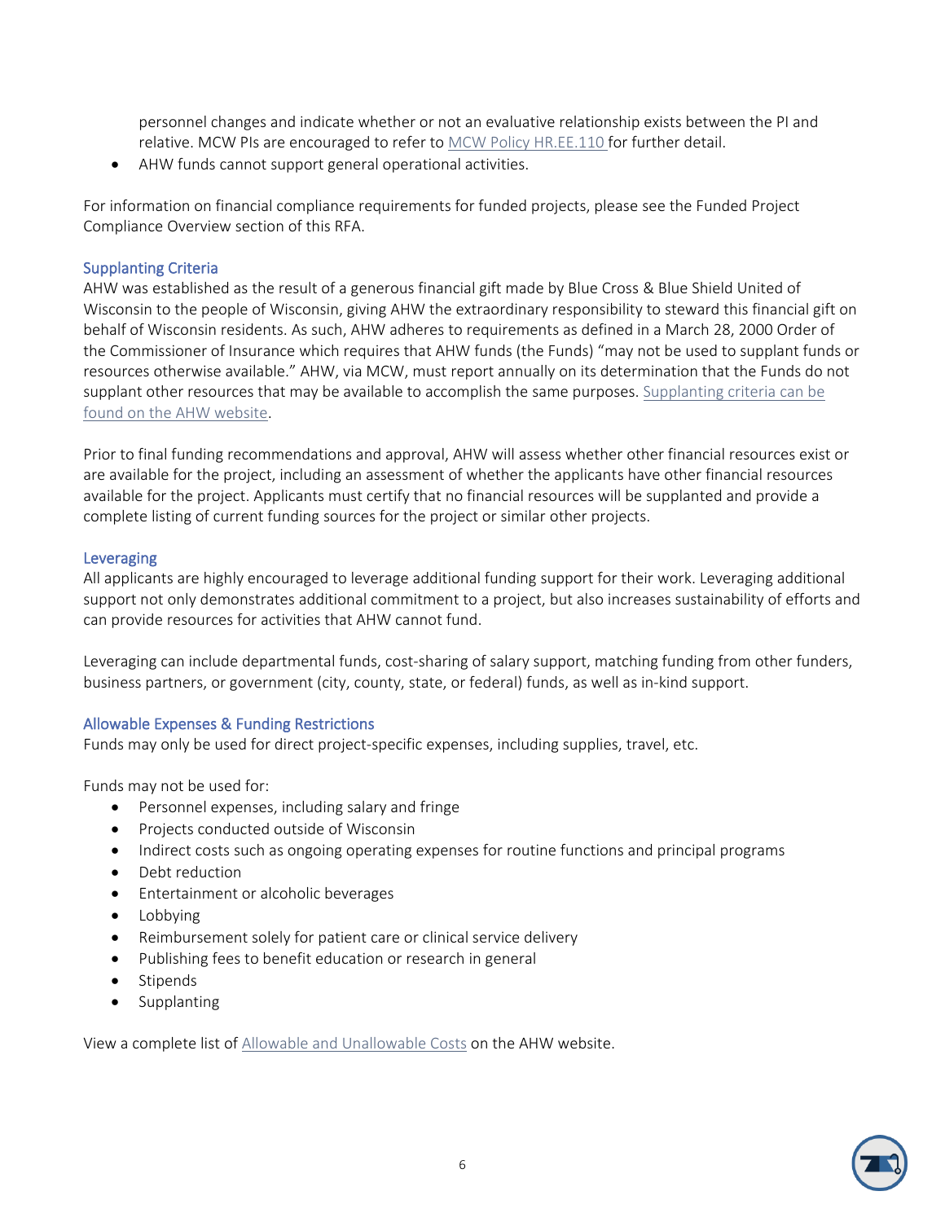personnel changes and indicate whether or not an evaluative relationship exists between the PI and relative. MCW PIs are encouraged to refer to [MCW Policy HR.EE.110](#) for further detail.

- AHW funds cannot support general operational activities.

For information on financial compliance requirements for funded projects, please see the Funded Project Compliance Overview section of this RFA.

### Supplanting Criteria

AHW was established as the result of a generous financial gift made by Blue Cross & Blue Shield United of Wisconsin to the people of Wisconsin, giving AHW the extraordinary responsibility to steward this financial gift on behalf of Wisconsin residents. As such, AHW adheres to requirements as defined in a March 28, 2000 Order of the Commissioner of Insurance which requires that AHW funds (the Funds) "may not be used to supplant funds or resources otherwise available." AHW, via MCW, must report annually on its determination that the Funds do not supplant other resources that may be available to accomplish the same purposes. [Supplanting criteria can be found on the AHW website](#).

Prior to final funding recommendations and approval, AHW will assess whether other financial resources exist or are available for the project, including an assessment of whether the applicants have other financial resources available for the project. Applicants must certify that no financial resources will be supplanted and provide a complete listing of current funding sources for the project or similar other projects.

### Leveraging

All applicants are highly encouraged to leverage additional funding support for their work. Leveraging additional support not only demonstrates additional commitment to a project, but also increases sustainability of efforts and can provide resources for activities that AHW cannot fund.

Leveraging can include departmental funds, cost-sharing of salary support, matching funding from other funders, business partners, or government (city, county, state, or federal) funds, as well as in-kind support.

### Allowable Expenses & Funding Restrictions

Funds may only be used for direct project-specific expenses, including supplies, travel, etc.

Funds may not be used for:

- Personnel expenses, including salary and fringe
- Projects conducted outside of Wisconsin
- Indirect costs such as ongoing operating expenses for routine functions and principal programs
- Debt reduction
- Entertainment or alcoholic beverages
- Lobbying
- Reimbursement solely for patient care or clinical service delivery
- Publishing fees to benefit education or research in general
- Stipends
- Supplanting

View a complete list of [Allowable and Unallowable Costs](#) on the AHW website.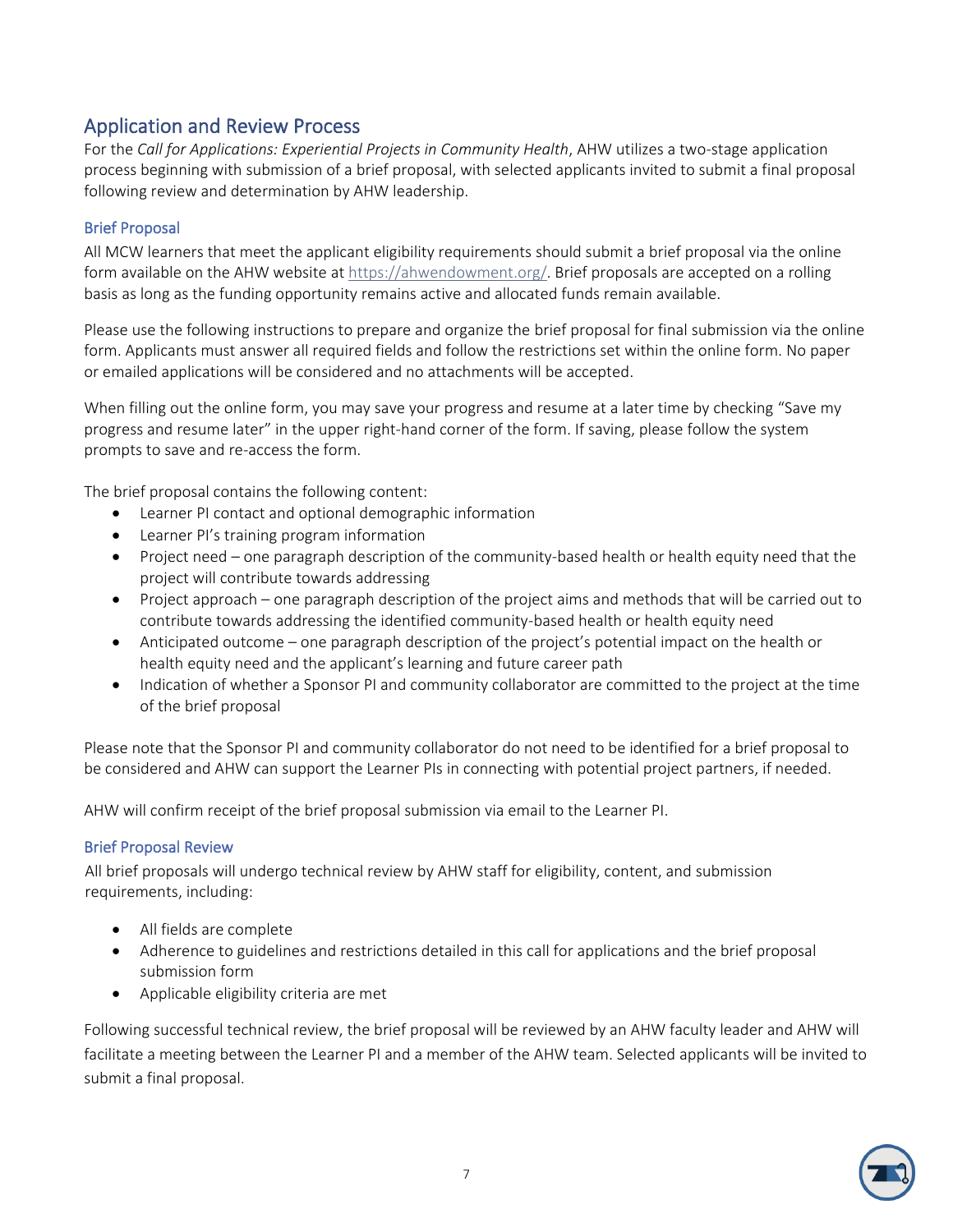## Application and Review Process

For the *Call for Applications: Experiential Projects in Community Health*, AHW utilizes a two-stage application process beginning with submission of a brief proposal, with selected applicants invited to submit a final proposal following review and determination by AHW leadership.

### Brief Proposal

All MCW learners that meet the applicant eligibility requirements should submit a brief proposal via the online form available on the AHW website at https://ahwendowment.org/. Brief proposals are accepted on a rolling basis as long as the funding opportunity remains active and allocated funds remain available.

Please use the following instructions to prepare and organize the brief proposal for final submission via the online form. Applicants must answer all required fields and follow the restrictions set within the online form. No paper or emailed applications will be considered and no attachments will be accepted.

When filling out the online form, you may save your progress and resume at a later time by checking "Save my progress and resume later" in the upper right-hand corner of the form. If saving, please follow the system prompts to save and re-access the form.

The brief proposal contains the following content:

- Learner PI contact and optional demographic information
- Learner PI's training program information
- Project need – one paragraph description of the community-based health or health equity need that the project will contribute towards addressing
- Project approach – one paragraph description of the project aims and methods that will be carried out to contribute towards addressing the identified community-based health or health equity need
- Anticipated outcome – one paragraph description of the project's potential impact on the health or health equity need and the applicant's learning and future career path
- Indication of whether a Sponsor PI and community collaborator are committed to the project at the time of the brief proposal

Please note that the Sponsor PI and community collaborator do not need to be identified for a brief proposal to be considered and AHW can support the Learner PIs in connecting with potential project partners, if needed.

AHW will confirm receipt of the brief proposal submission via email to the Learner PI.

### Brief Proposal Review

All brief proposals will undergo technical review by AHW staff for eligibility, content, and submission requirements, including:

- All fields are complete
- Adherence to guidelines and restrictions detailed in this call for applications and the brief proposal submission form
- Applicable eligibility criteria are met

Following successful technical review, the brief proposal will be reviewed by an AHW faculty leader and AHW will facilitate a meeting between the Learner PI and a member of the AHW team. Selected applicants will be invited to submit a final proposal.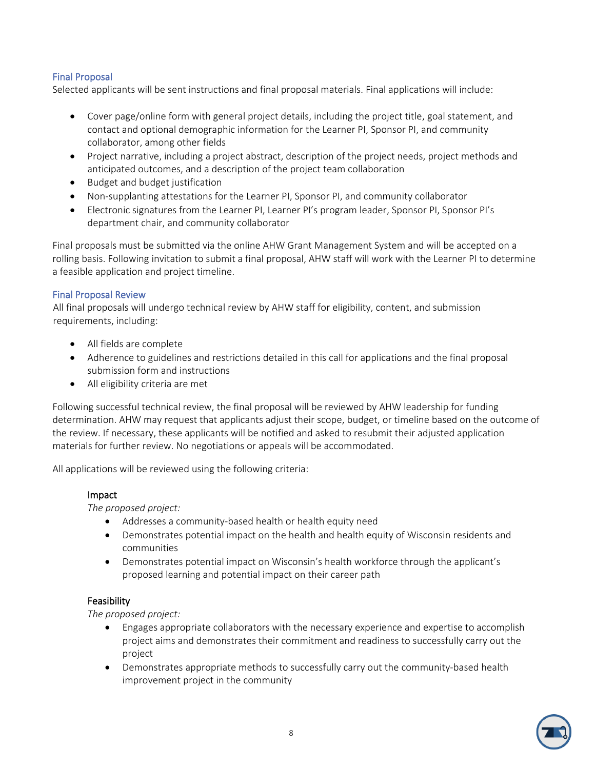## Final Proposal

Selected applicants will be sent instructions and final proposal materials. Final applications will include:

- Cover page/online form with general project details, including the project title, goal statement, and contact and optional demographic information for the Learner PI, Sponsor PI, and community collaborator, among other fields
- Project narrative, including a project abstract, description of the project needs, project methods and anticipated outcomes, and a description of the project team collaboration
- Budget and budget justification
- Non-supplanting attestations for the Learner PI, Sponsor PI, and community collaborator
- Electronic signatures from the Learner PI, Learner PI's program leader, Sponsor PI, Sponsor PI's department chair, and community collaborator

Final proposals must be submitted via the online AHW Grant Management System and will be accepted on a rolling basis. Following invitation to submit a final proposal, AHW staff will work with the Learner PI to determine a feasible application and project timeline.

## Final Proposal Review

All final proposals will undergo technical review by AHW staff for eligibility, content, and submission requirements, including:

- All fields are complete
- Adherence to guidelines and restrictions detailed in this call for applications and the final proposal submission form and instructions
- All eligibility criteria are met

Following successful technical review, the final proposal will be reviewed by AHW leadership for funding determination. AHW may request that applicants adjust their scope, budget, or timeline based on the outcome of the review. If necessary, these applicants will be notified and asked to resubmit their adjusted application materials for further review. No negotiations or appeals will be accommodated.

All applications will be reviewed using the following criteria:

### Impact

*The proposed project:*

- Addresses a community-based health or health equity need
- Demonstrates potential impact on the health and health equity of Wisconsin residents and communities
- Demonstrates potential impact on Wisconsin's health workforce through the applicant's proposed learning and potential impact on their career path

### Feasibility

*The proposed project:*

- Engages appropriate collaborators with the necessary experience and expertise to accomplish project aims and demonstrates their commitment and readiness to successfully carry out the project
- Demonstrates appropriate methods to successfully carry out the community-based health improvement project in the community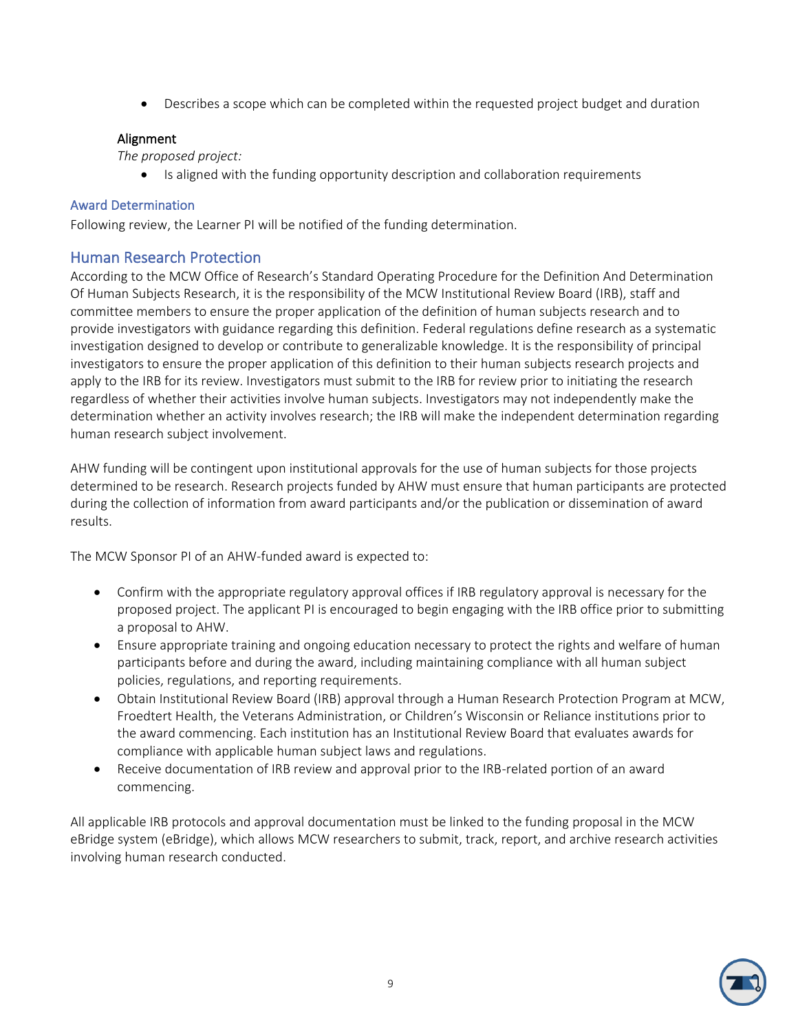- Describes a scope which can be completed within the requested project budget and duration

#### Alignment

*The proposed project:*

- Is aligned with the funding opportunity description and collaboration requirements

### Award Determination

Following review, the Learner PI will be notified of the funding determination.

## Human Research Protection

According to the MCW Office of Research's Standard Operating Procedure for the Definition And Determination Of Human Subjects Research, it is the responsibility of the MCW Institutional Review Board (IRB), staff and committee members to ensure the proper application of the definition of human subjects research and to provide investigators with guidance regarding this definition. Federal regulations define research as a systematic investigation designed to develop or contribute to generalizable knowledge. It is the responsibility of principal investigators to ensure the proper application of this definition to their human subjects research projects and apply to the IRB for its review. Investigators must submit to the IRB for review prior to initiating the research regardless of whether their activities involve human subjects. Investigators may not independently make the determination whether an activity involves research; the IRB will make the independent determination regarding human research subject involvement.

AHW funding will be contingent upon institutional approvals for the use of human subjects for those projects determined to be research. Research projects funded by AHW must ensure that human participants are protected during the collection of information from award participants and/or the publication or dissemination of award results.

The MCW Sponsor PI of an AHW-funded award is expected to:

- Confirm with the appropriate regulatory approval offices if IRB regulatory approval is necessary for the proposed project. The applicant PI is encouraged to begin engaging with the IRB office prior to submitting a proposal to AHW.
- Ensure appropriate training and ongoing education necessary to protect the rights and welfare of human participants before and during the award, including maintaining compliance with all human subject policies, regulations, and reporting requirements.
- Obtain Institutional Review Board (IRB) approval through a Human Research Protection Program at MCW, Froedtert Health, the Veterans Administration, or Children's Wisconsin or Reliance institutions prior to the award commencing. Each institution has an Institutional Review Board that evaluates awards for compliance with applicable human subject laws and regulations.
- Receive documentation of IRB review and approval prior to the IRB-related portion of an award commencing.

All applicable IRB protocols and approval documentation must be linked to the funding proposal in the MCW eBridge system (eBridge), which allows MCW researchers to submit, track, report, and archive research activities involving human research conducted.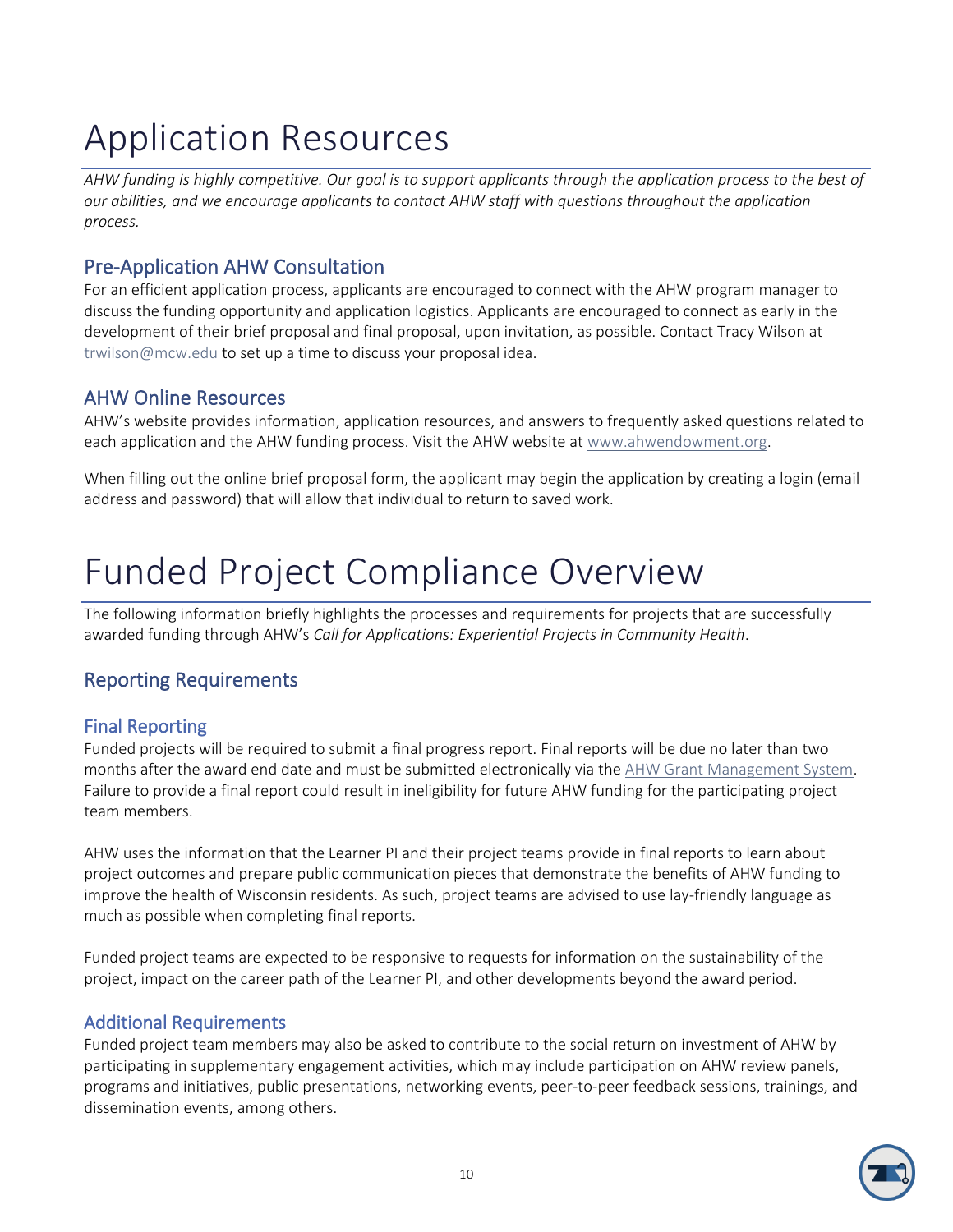# Application Resources

*AHW funding is highly competitive. Our goal is to support applicants through the application process to the best of our abilities, and we encourage applicants to contact AHW staff with questions throughout the application process.*

## Pre-Application AHW Consultation

For an efficient application process, applicants are encouraged to connect with the AHW program manager to discuss the funding opportunity and application logistics. Applicants are encouraged to connect as early in the development of their brief proposal and final proposal, upon invitation, as possible. Contact Tracy Wilson at trwilson@mcw.edu to set up a time to discuss your proposal idea.

## AHW Online Resources

AHW's website provides information, application resources, and answers to frequently asked questions related to each application and the AHW funding process. Visit the AHW website at www.ahwendowment.org.

When filling out the online brief proposal form, the applicant may begin the application by creating a login (email address and password) that will allow that individual to return to saved work.

# Funded Project Compliance Overview

The following information briefly highlights the processes and requirements for projects that are successfully awarded funding through AHW's *Call for Applications: Experiential Projects in Community Health*.

## Reporting Requirements

### Final Reporting

Funded projects will be required to submit a final progress report. Final reports will be due no later than two months after the award end date and must be submitted electronically via the AHW Grant Management System. Failure to provide a final report could result in ineligibility for future AHW funding for the participating project team members.

AHW uses the information that the Learner PI and their project teams provide in final reports to learn about project outcomes and prepare public communication pieces that demonstrate the benefits of AHW funding to improve the health of Wisconsin residents. As such, project teams are advised to use lay-friendly language as much as possible when completing final reports.

Funded project teams are expected to be responsive to requests for information on the sustainability of the project, impact on the career path of the Learner PI, and other developments beyond the award period.

### Additional Requirements

Funded project team members may also be asked to contribute to the social return on investment of AHW by participating in supplementary engagement activities, which may include participation on AHW review panels, programs and initiatives, public presentations, networking events, peer-to-peer feedback sessions, trainings, and dissemination events, among others.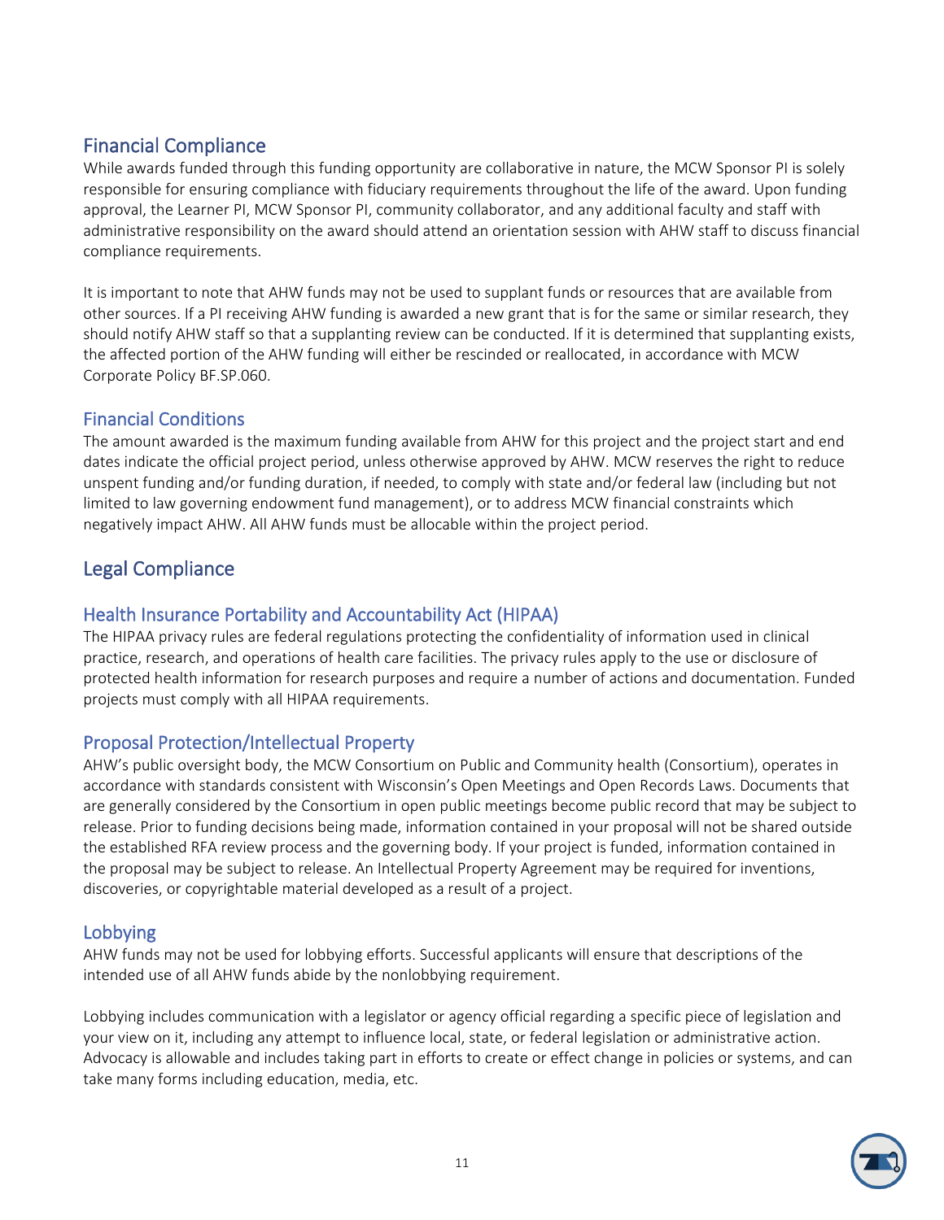## Financial Compliance

While awards funded through this funding opportunity are collaborative in nature, the MCW Sponsor PI is solely responsible for ensuring compliance with fiduciary requirements throughout the life of the award. Upon funding approval, the Learner PI, MCW Sponsor PI, community collaborator, and any additional faculty and staff with administrative responsibility on the award should attend an orientation session with AHW staff to discuss financial compliance requirements.

It is important to note that AHW funds may not be used to supplant funds or resources that are available from other sources. If a PI receiving AHW funding is awarded a new grant that is for the same or similar research, they should notify AHW staff so that a supplanting review can be conducted. If it is determined that supplanting exists, the affected portion of the AHW funding will either be rescinded or reallocated, in accordance with MCW Corporate Policy BF.SP.060.

### Financial Conditions

The amount awarded is the maximum funding available from AHW for this project and the project start and end dates indicate the official project period, unless otherwise approved by AHW. MCW reserves the right to reduce unspent funding and/or funding duration, if needed, to comply with state and/or federal law (including but not limited to law governing endowment fund management), or to address MCW financial constraints which negatively impact AHW. All AHW funds must be allocable within the project period.

## Legal Compliance

### Health Insurance Portability and Accountability Act (HIPAA)

The HIPAA privacy rules are federal regulations protecting the confidentiality of information used in clinical practice, research, and operations of health care facilities. The privacy rules apply to the use or disclosure of protected health information for research purposes and require a number of actions and documentation. Funded projects must comply with all HIPAA requirements.

### Proposal Protection/Intellectual Property

AHW's public oversight body, the MCW Consortium on Public and Community health (Consortium), operates in accordance with standards consistent with Wisconsin's Open Meetings and Open Records Laws. Documents that are generally considered by the Consortium in open public meetings become public record that may be subject to release. Prior to funding decisions being made, information contained in your proposal will not be shared outside the established RFA review process and the governing body. If your project is funded, information contained in the proposal may be subject to release. An Intellectual Property Agreement may be required for inventions, discoveries, or copyrightable material developed as a result of a project.

### Lobbying

AHW funds may not be used for lobbying efforts. Successful applicants will ensure that descriptions of the intended use of all AHW funds abide by the nonlobbying requirement.

Lobbying includes communication with a legislator or agency official regarding a specific piece of legislation and your view on it, including any attempt to influence local, state, or federal legislation or administrative action. Advocacy is allowable and includes taking part in efforts to create or effect change in policies or systems, and can take many forms including education, media, etc.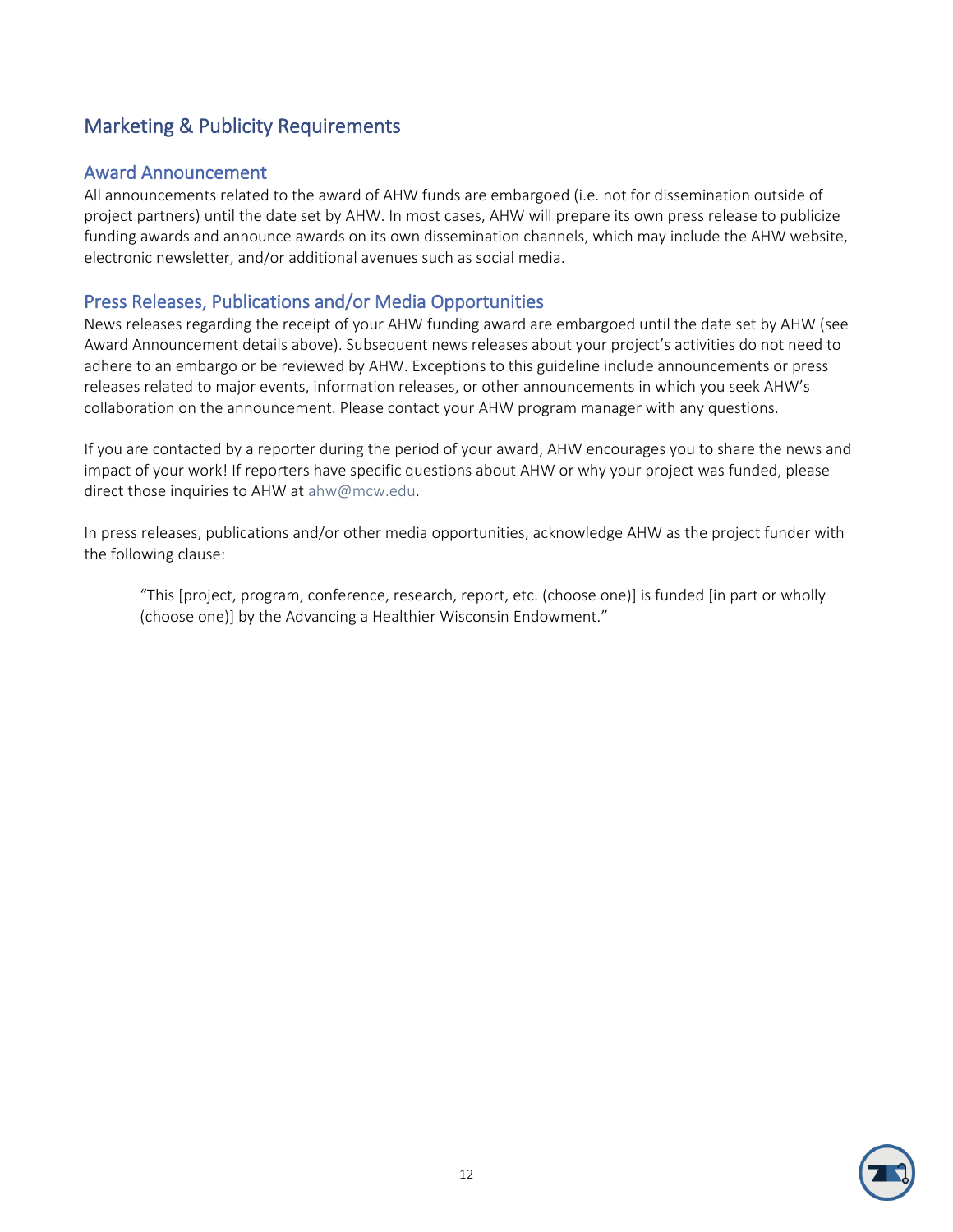## Marketing & Publicity Requirements

### Award Announcement

All announcements related to the award of AHW funds are embargoed (i.e. not for dissemination outside of project partners) until the date set by AHW. In most cases, AHW will prepare its own press release to publicize funding awards and announce awards on its own dissemination channels, which may include the AHW website, electronic newsletter, and/or additional avenues such as social media.

### Press Releases, Publications and/or Media Opportunities

News releases regarding the receipt of your AHW funding award are embargoed until the date set by AHW (see Award Announcement details above). Subsequent news releases about your project's activities do not need to adhere to an embargo or be reviewed by AHW. Exceptions to this guideline include announcements or press releases related to major events, information releases, or other announcements in which you seek AHW's collaboration on the announcement. Please contact your AHW program manager with any questions.

If you are contacted by a reporter during the period of your award, AHW encourages you to share the news and impact of your work! If reporters have specific questions about AHW or why your project was funded, please direct those inquiries to AHW at ahw@mcw.edu.

In press releases, publications and/or other media opportunities, acknowledge AHW as the project funder with the following clause:

> "This [project, program, conference, research, report, etc. (choose one)] is funded [in part or wholly (choose one)] by the Advancing a Healthier Wisconsin Endowment."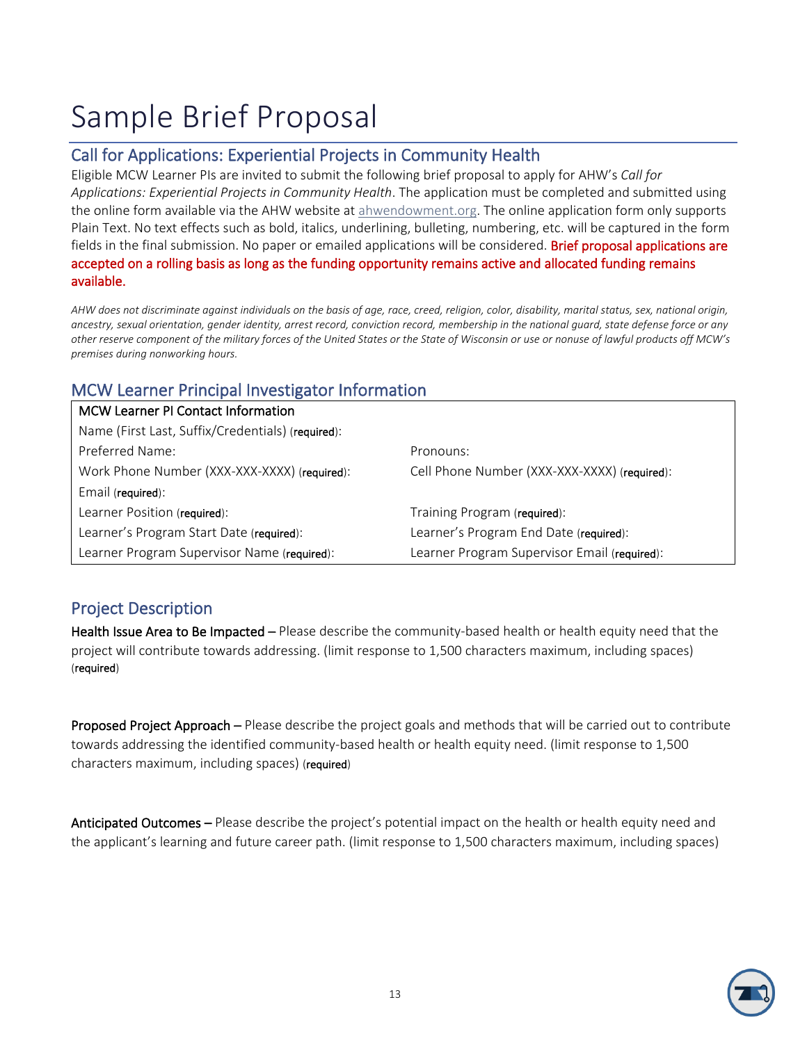# Sample Brief Proposal

## Call for Applications: Experiential Projects in Community Health

Eligible MCW Learner PIs are invited to submit the following brief proposal to apply for AHW's *Call for Applications: Experiential Projects in Community Health*. The application must be completed and submitted using the online form available via the AHW website at ahwendowment.org. The online application form only supports Plain Text. No text effects such as bold, italics, underlining, bulleting, numbering, etc. will be captured in the form fields in the final submission. No paper or emailed applications will be considered. Brief proposal applications are accepted on a rolling basis as long as the funding opportunity remains active and allocated funding remains available.

*AHW does not discriminate against individuals on the basis of age, race, creed, religion, color, disability, marital status, sex, national origin, ancestry, sexual orientation, gender identity, arrest record, conviction record, membership in the national guard, state defense force or any other reserve component of the military forces of the United States or the State of Wisconsin or use or nonuse of lawful products off MCW's premises during nonworking hours.*

## MCW Learner Principal Investigator Information

| MCW Learner PI Contact Information | |
|---|---|
| Name (First Last, Suffix/Credentials) (**required**): | |
| Preferred Name: | Pronouns: |
| Work Phone Number (XXX-XXX-XXXX) (**required**): | Cell Phone Number (XXX-XXX-XXXX) (**required**): |
| Email (**required**): | |
| Learner Position (**required**): | Training Program (**required**): |
| Learner's Program Start Date (**required**): | Learner's Program End Date (**required**): |
| Learner Program Supervisor Name (**required**): | Learner Program Supervisor Email (**required**): |

## Project Description

**Health Issue Area to Be Impacted** – Please describe the community-based health or health equity need that the project will contribute towards addressing. (limit response to 1,500 characters maximum, including spaces) (**required**)

**Proposed Project Approach** – Please describe the project goals and methods that will be carried out to contribute towards addressing the identified community-based health or health equity need. (limit response to 1,500 characters maximum, including spaces) (**required**)

**Anticipated Outcomes** – Please describe the project's potential impact on the health or health equity need and the applicant's learning and future career path. (limit response to 1,500 characters maximum, including spaces)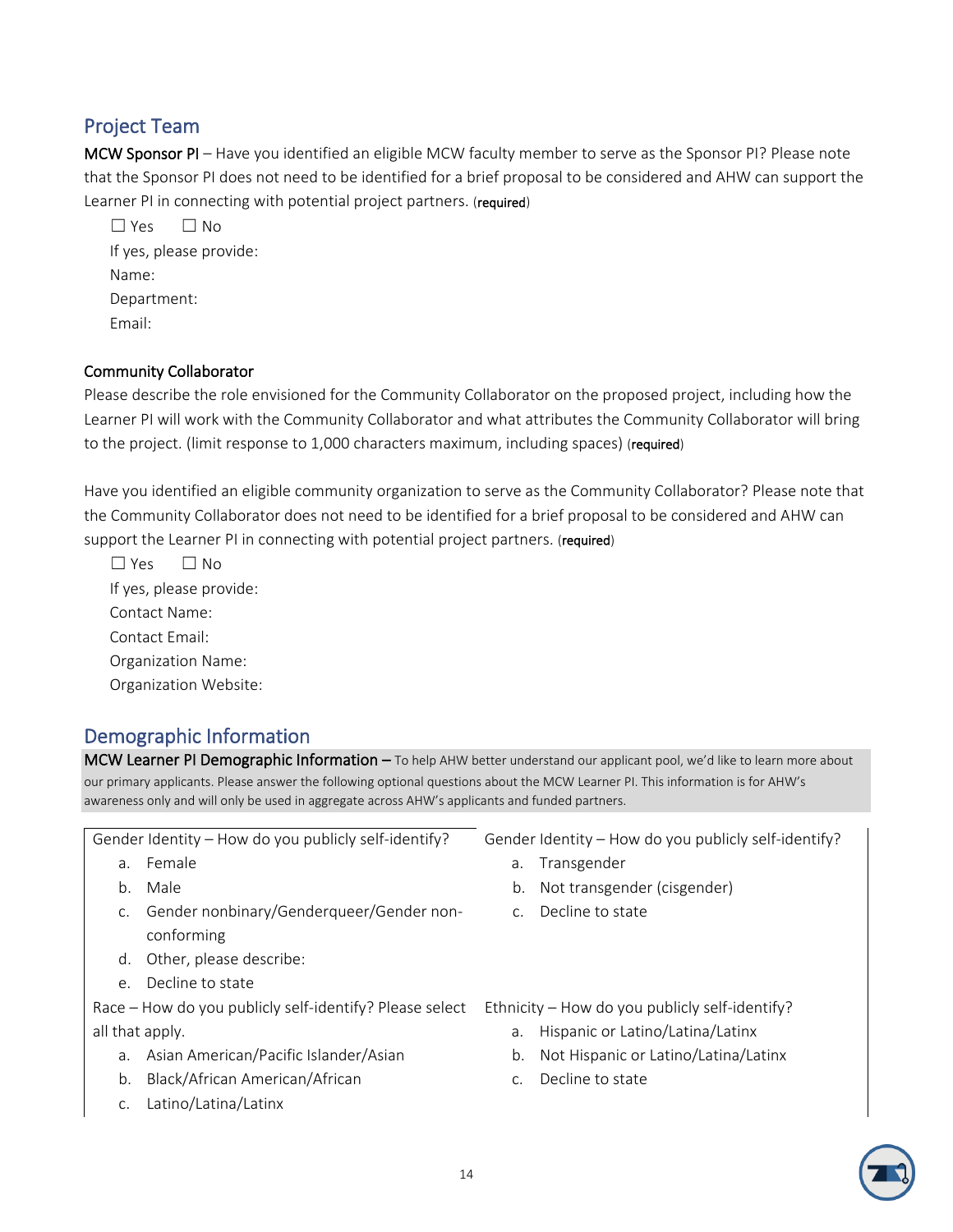## Project Team

**MCW Sponsor PI** – Have you identified an eligible MCW faculty member to serve as the Sponsor PI? Please note that the Sponsor PI does not need to be identified for a brief proposal to be considered and AHW can support the Learner PI in connecting with potential project partners. (**required**)

☐ Yes ☐ No

If yes, please provide:
Name:
Department:
Email:

**Community Collaborator**

Please describe the role envisioned for the Community Collaborator on the proposed project, including how the Learner PI will work with the Community Collaborator and what attributes the Community Collaborator will bring to the project. (limit response to 1,000 characters maximum, including spaces) (**required**)

Have you identified an eligible community organization to serve as the Community Collaborator? Please note that the Community Collaborator does not need to be identified for a brief proposal to be considered and AHW can support the Learner PI in connecting with potential project partners. (**required**)

☐ Yes ☐ No

If yes, please provide:
Contact Name:
Contact Email:
Organization Name:
Organization Website:

## Demographic Information

**MCW Learner PI Demographic Information –** To help AHW better understand our applicant pool, we'd like to learn more about our primary applicants. Please answer the following optional questions about the MCW Learner PI. This information is for AHW's awareness only and will only be used in aggregate across AHW's applicants and funded partners.

Gender Identity – How do you publicly self-identify?

a. Female
b. Male
c. Gender nonbinary/Genderqueer/Gender non-conforming
d. Other, please describe:
e. Decline to state

Gender Identity – How do you publicly self-identify?

a. Transgender
b. Not transgender (cisgender)
c. Decline to state

Race – How do you publicly self-identify? Please select all that apply.

a. Asian American/Pacific Islander/Asian
b. Black/African American/African
c. Latino/Latina/Latinx

Ethnicity – How do you publicly self-identify?

a. Hispanic or Latino/Latina/Latinx
b. Not Hispanic or Latino/Latina/Latinx
c. Decline to state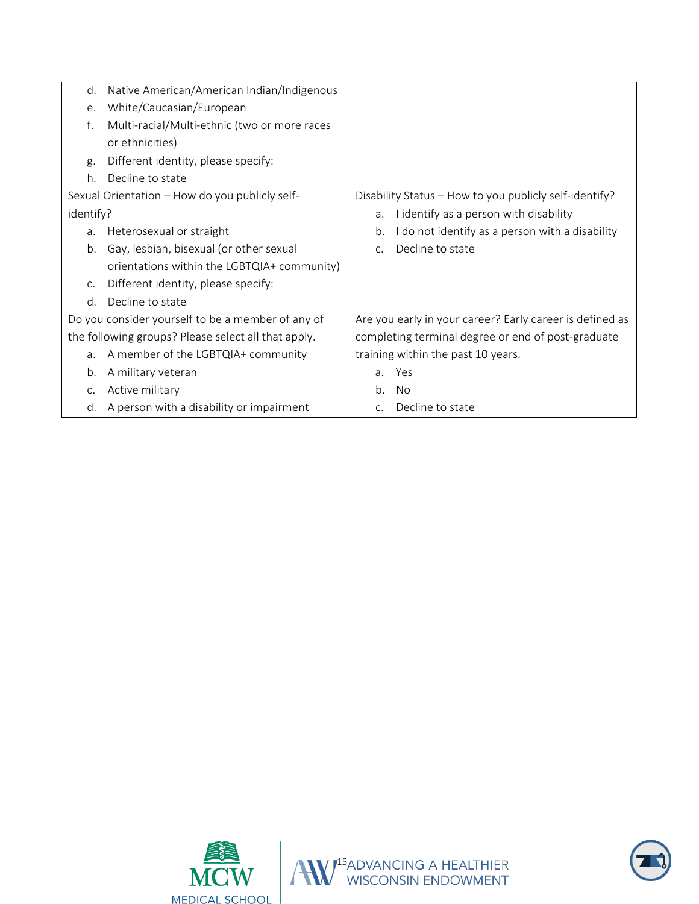d. Native American/American Indian/Indigenous
e. White/Caucasian/European
f. Multi-racial/Multi-ethnic (two or more races or ethnicities)
g. Different identity, please specify:
h. Decline to state

Sexual Orientation – How do you publicly self-identify?

a. Heterosexual or straight
b. Gay, lesbian, bisexual (or other sexual orientations within the LGBTQIA+ community)
c. Different identity, please specify:
d. Decline to state

Disability Status – How to you publicly self-identify?

a. I identify as a person with disability
b. I do not identify as a person with a disability
c. Decline to state

Do you consider yourself to be a member of any of the following groups? Please select all that apply.

a. A member of the LGBTQIA+ community
b. A military veteran
c. Active military
d. A person with a disability or impairment

Are you early in your career? Early career is defined as completing terminal degree or end of post-graduate training within the past 10 years.

a. Yes
b. No
c. Decline to state